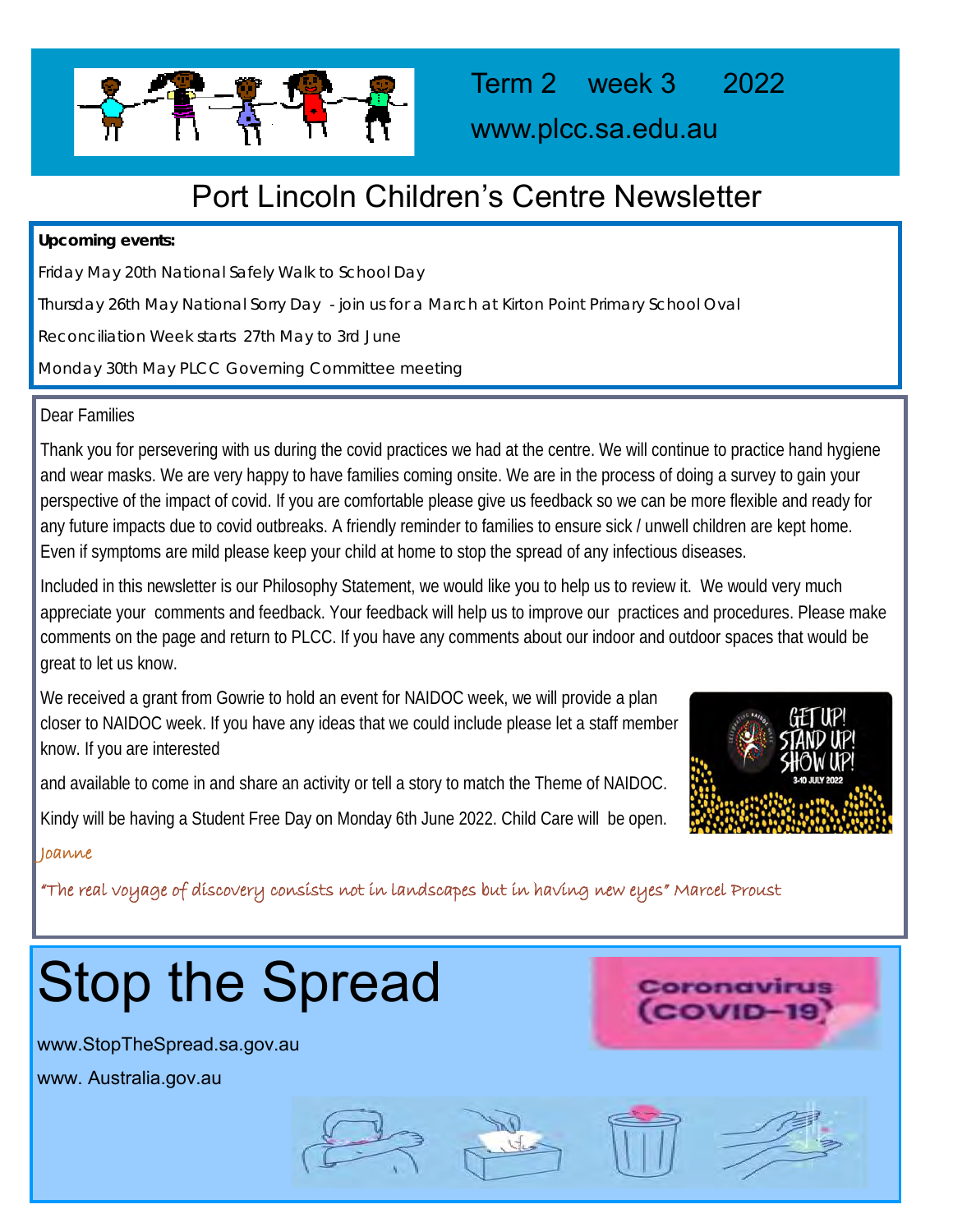Term 2 week 3 2022

www.plcc.sa.edu.au

# Port Lincoln Children's Centre Newsletter

**Upcoming events:**

Friday May 20th National Safely Walk to School Day

Thursday 26th May National Sorry Day - join us for a March at Kirton Point Primary School Oval

Reconciliation Week starts 27th May to 3rd June

Monday 30th May PLCC Governing Committee meeting

Dear Families

Thank you for persevering with us during the covid practices we had at the centre. We will continue to practice hand hygiene and wear masks. We are very happy to have families coming onsite. We are in the process of doing a survey to gain your perspective of the impact of covid. If you are comfortable please give us feedback so we can be more flexible and ready for any future impacts due to covid outbreaks. A friendly reminder to families to ensure sick / unwell children are kept home. Even if symptoms are mild please keep your child at home to stop the spread of any infectious diseases.

Included in this newsletter is our Philosophy Statement, we would like you to help us to review it. We would very much appreciate your comments and feedback. Your feedback will help us to improve our practices and procedures. Please make comments on the page and return to PLCC. If you have any comments about our indoor and outdoor spaces that would be great to let us know.

We received a grant from Gowrie to hold an event for NAIDOC week, we will provide a plan closer to NAIDOC week. If you have any ideas that we could include please let a staff member know. If you are interested and available to come in and share an activity or tell a story to match the Theme of NAIDOC.

Kindy will be having a Student Free Day on Monday 6th June 2022. Child Care will be open.

*Joanne*

*"The real voyage of discovery consists not in landscapes but in having new eyes" Marcel Proust*

# Stop the Spread

Coronavirus (COVID-19)

www.StopTheSpread.sa.gov.au

www. Australia.gov.au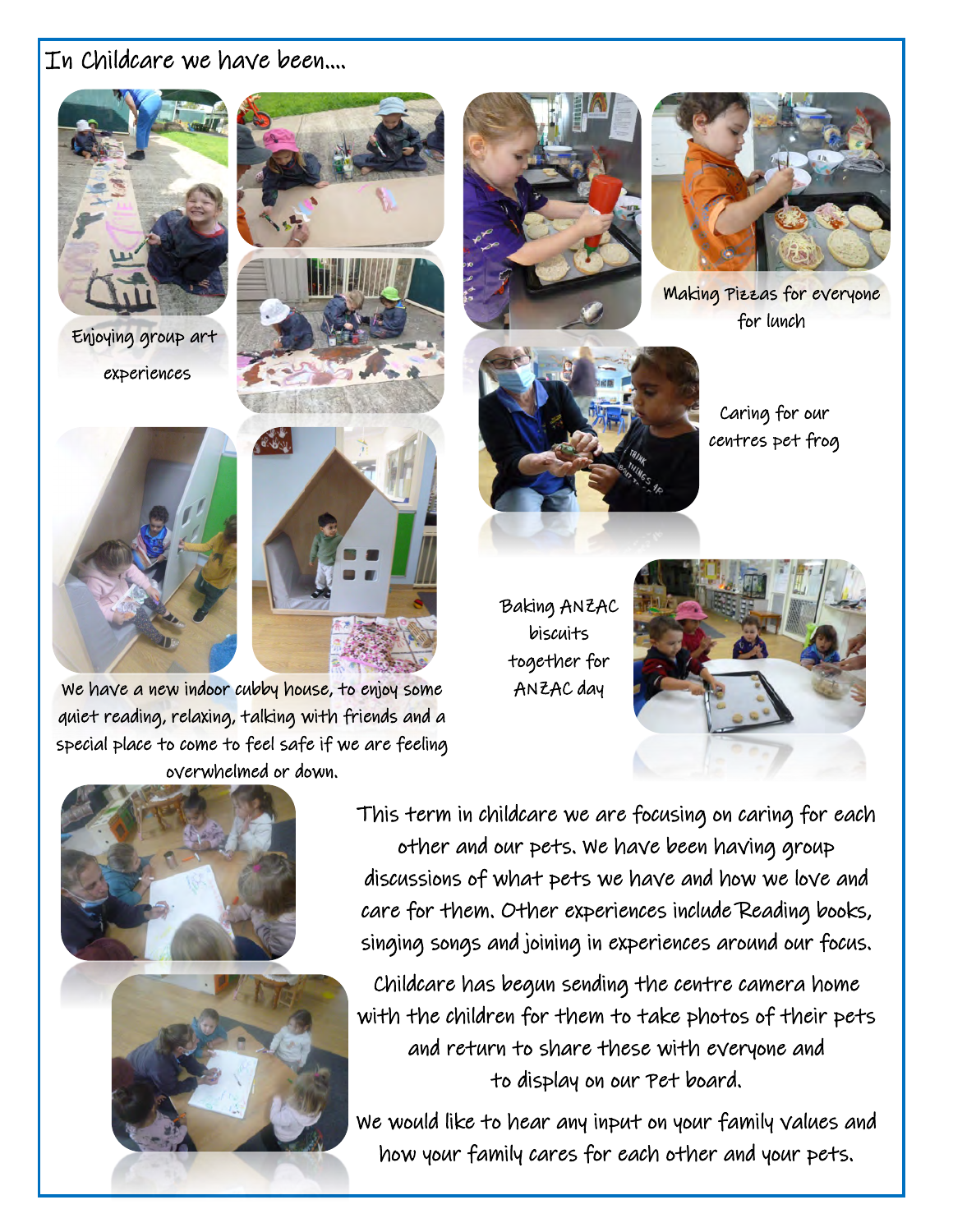# In Childcare we have been....

Enjoying group art experiences

Making Pizzas for everyone for lunch

Caring for our centres pet frog

We have a new indoor cubby house, to enjoy some quiet reading, relaxing, talking with friends and a special place to come to feel safe if we are feeling overwhelmed or down.

Baking ANZAC biscuits together for ANZAC day

This term in childcare we are focusing on caring for each other and our pets. We have been having group discussions of what pets we have and how we love and care for them. Other experiences include Reading books, singing songs and joining in experiences around our focus.

Childcare has begun sending the centre camera home with the children for them to take photos of their pets and return to share these with everyone and to display on our Pet board.

We would like to hear any input on your family values and how your family cares for each other and your pets.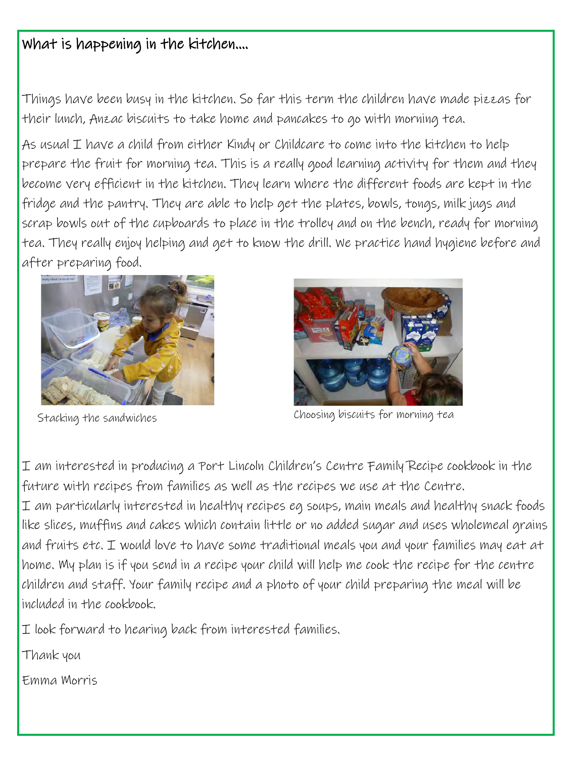## What is happening in the kitchen....

Things have been busy in the kitchen. So far this term the children have made pizzas for their lunch, Anzac biscuits to take home and pancakes to go with morning tea.

As usual I have a child from either Kindy or Childcare to come into the kitchen to help prepare the fruit for morning tea. This is a really good learning activity for them and they become very efficient in the kitchen. They learn where the different foods are kept in the fridge and the pantry. They are able to help get the plates, bowls, tongs, milk jugs and scrap bowls out of the cupboards to place in the trolley and on the bench, ready for morning tea. They really enjoy helping and get to know the drill. We practice hand hygiene before and after preparing food.

Stacking the sandwiches

Choosing biscuits for morning tea

I am interested in producing a Port Lincoln Children's Centre Family Recipe cookbook in the future with recipes from families as well as the recipes we use at the Centre.
I am particularly interested in healthy recipes eg soups, main meals and healthy snack foods like slices, muffins and cakes which contain little or no added sugar and uses wholemeal grains and fruits etc. I would love to have some traditional meals you and your families may eat at home. My plan is if you send in a recipe your child will help me cook the recipe for the centre children and staff. Your family recipe and a photo of your child preparing the meal will be included in the cookbook.

I look forward to hearing back from interested families.

Thank you

Emma Morris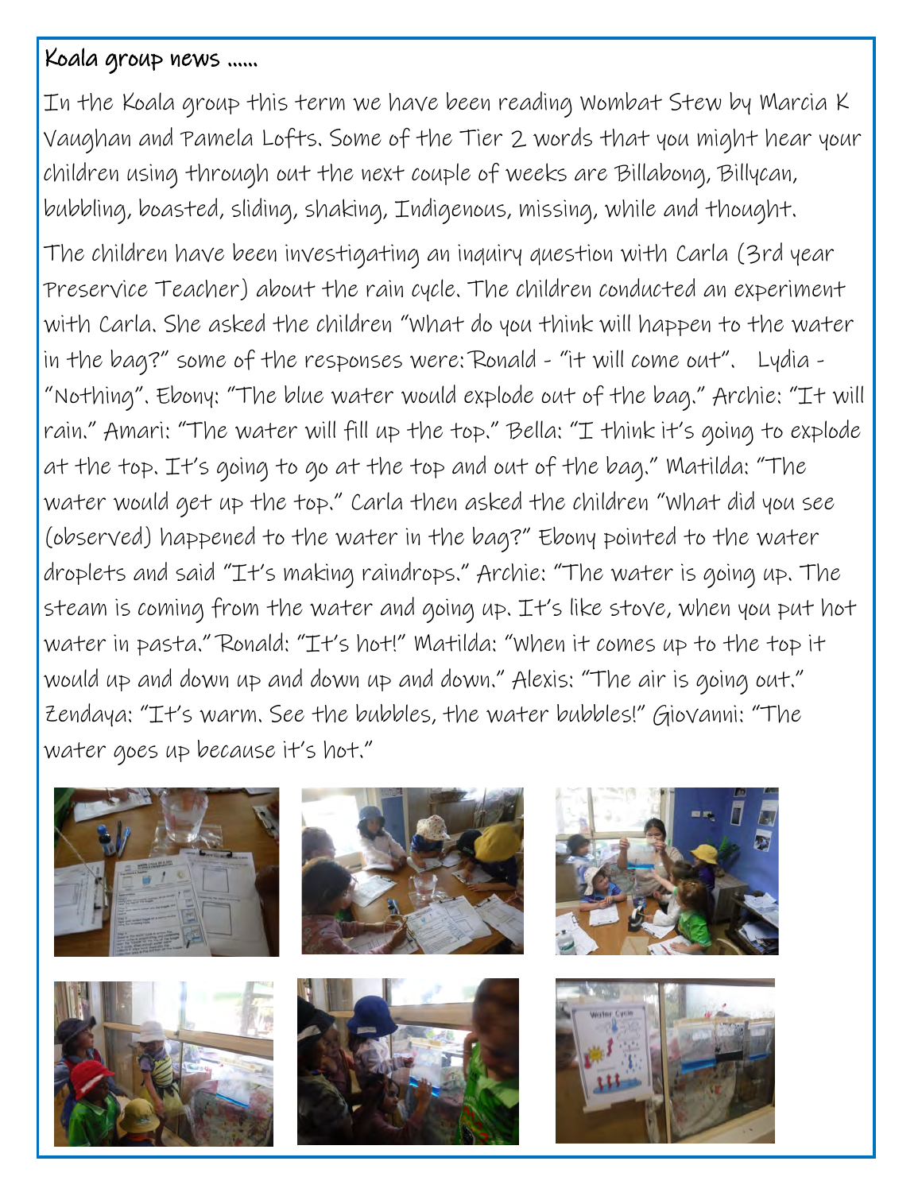## Koala group news ......

In the Koala group this term we have been reading Wombat Stew by Marcia K Vaughan and Pamela Lofts. Some of the Tier 2 words that you might hear your children using through out the next couple of weeks are Billabong, Billycan, bubbling, boasted, sliding, shaking, Indigenous, missing, while and thought.

The children have been investigating an inquiry question with Carla (3rd year Preservice Teacher) about the rain cycle. The children conducted an experiment with Carla. She asked the children "What do you think will happen to the water in the bag?" some of the responses were: Ronald - "it will come out". Lydia - "Nothing". Ebony: "The blue water would explode out of the bag." Archie: "It will rain." Amari: "The water will fill up the top." Bella: "I think it's going to explode at the top. It's going to go at the top and out of the bag." Matilda: "The water would get up the top." Carla then asked the children "What did you see (observed) happened to the water in the bag?" Ebony pointed to the water droplets and said "It's making raindrops." Archie: "The water is going up. The steam is coming from the water and going up. It's like stove, when you put hot water in pasta." Ronald: "It's hot!" Matilda: "When it comes up to the top it would up and down up and down up and down." Alexis: "The air is going out." Zendaya: "It's warm. See the bubbles, the water bubbles!" Giovanni: "The water goes up because it's hot."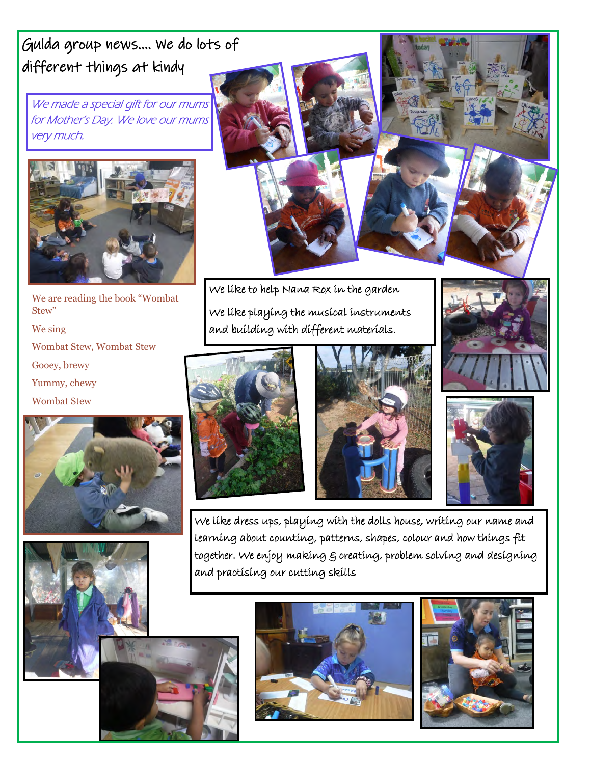# Gulda group news.... we do lots of different things at kindy

*We made a special gift for our mums for Mother's Day. We love our mums very much.*

We are reading the book "Wombat Stew"

We sing

Wombat Stew, Wombat Stew

Gooey, brewy

Yummy, chewy

Wombat Stew

We like to help Nana Rox in the garden

We like playing the musical instruments and building with different materials.

We like dress ups, playing with the dolls house, writing our name and learning about counting, patterns, shapes, colour and how things fit together. We enjoy making & creating, problem solving and designing and practising our cutting skills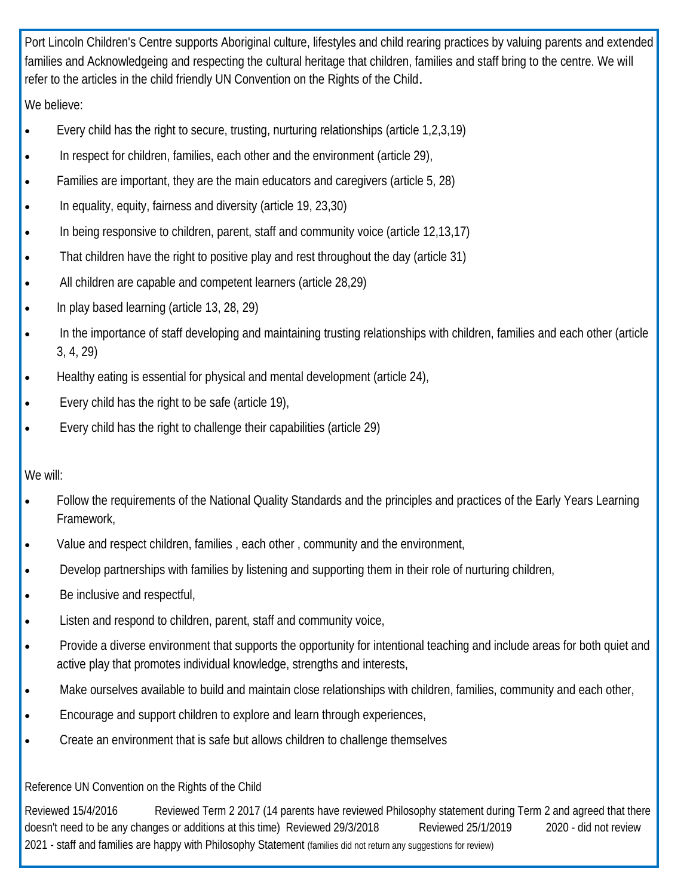Port Lincoln Children's Centre supports Aboriginal culture, lifestyles and child rearing practices by valuing parents and extended families and Acknowledgeing and respecting the cultural heritage that children, families and staff bring to the centre. We will refer to the articles in the child friendly UN Convention on the Rights of the Child.

We believe:

- Every child has the right to secure, trusting, nurturing relationships (article 1,2,3,19)
- In respect for children, families, each other and the environment (article 29),
- Families are important, they are the main educators and caregivers (article 5, 28)
- In equality, equity, fairness and diversity (article 19, 23,30)
- In being responsive to children, parent, staff and community voice (article 12,13,17)
- That children have the right to positive play and rest throughout the day (article 31)
- All children are capable and competent learners (article 28,29)
- In play based learning (article 13, 28, 29)
- In the importance of staff developing and maintaining trusting relationships with children, families and each other (article 3, 4, 29)
- Healthy eating is essential for physical and mental development (article 24),
- Every child has the right to be safe (article 19),
- Every child has the right to challenge their capabilities (article 29)

We will:

- Follow the requirements of the National Quality Standards and the principles and practices of the Early Years Learning Framework,
- Value and respect children, families , each other , community and the environment,
- Develop partnerships with families by listening and supporting them in their role of nurturing children,
- Be inclusive and respectful,
- Listen and respond to children, parent, staff and community voice,
- Provide a diverse environment that supports the opportunity for intentional teaching and include areas for both quiet and active play that promotes individual knowledge, strengths and interests,
- Make ourselves available to build and maintain close relationships with children, families, community and each other,
- Encourage and support children to explore and learn through experiences,
- Create an environment that is safe but allows children to challenge themselves

Reference UN Convention on the Rights of the Child

Reviewed 15/4/2016 Reviewed Term 2 2017 (14 parents have reviewed Philosophy statement during Term 2 and agreed that there doesn't need to be any changes or additions at this time) Reviewed 29/3/2018 Reviewed 25/1/2019 2020 - did not review 2021 - staff and families are happy with Philosophy Statement (families did not return any suggestions for review)